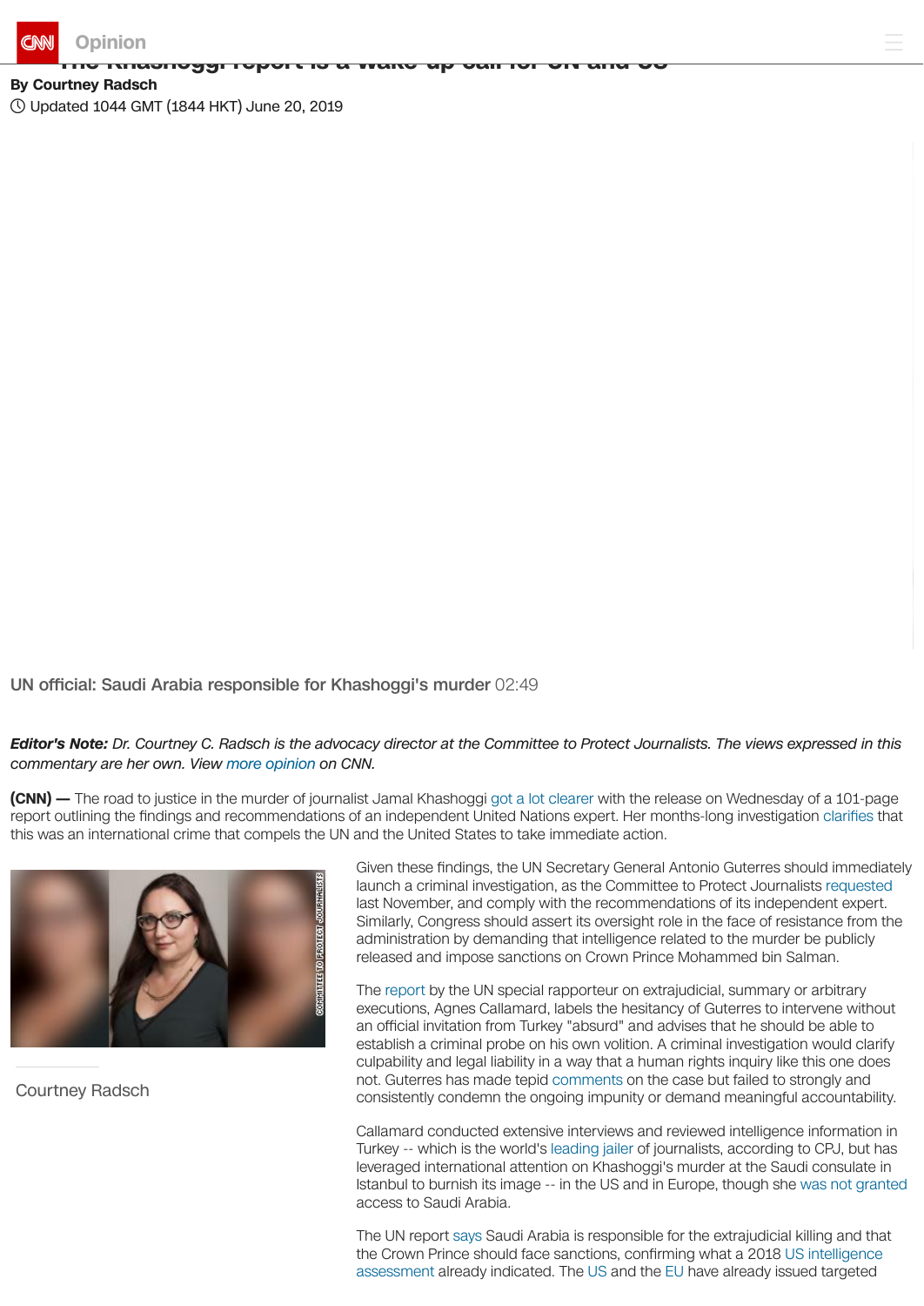# The Khashoggi report is a wake-up call for UN and US

**By Courtney Radsch**

Updated 1044 GMT (1844 HKT) June 20, 2019

UN official: Saudi Arabia responsible for Khashoggi's murder 02:49

***Editor's Note:*** *Dr. Courtney C. Radsch is the advocacy director at the Committee to Protect Journalists. The views expressed in this commentary are her own. View more opinion on CNN.*

**(CNN) —** The road to justice in the murder of journalist Jamal Khashoggi got a lot clearer with the release on Wednesday of a 101-page report outlining the findings and recommendations of an independent United Nations expert. Her months-long investigation clarifies that this was an international crime that compels the UN and the United States to take immediate action.

Courtney Radsch

Given these findings, the UN Secretary General Antonio Guterres should immediately launch a criminal investigation, as the Committee to Protect Journalists requested last November, and comply with the recommendations of its independent expert. Similarly, Congress should assert its oversight role in the face of resistance from the administration by demanding that intelligence related to the murder be publicly released and impose sanctions on Crown Prince Mohammed bin Salman.

The report by the UN special rapporteur on extrajudicial, summary or arbitrary executions, Agnes Callamard, labels the hesitancy of Guterres to intervene without an official invitation from Turkey "absurd" and advises that he should be able to establish a criminal probe on his own volition. A criminal investigation would clarify culpability and legal liability in a way that a human rights inquiry like this one does not. Guterres has made tepid comments on the case but failed to strongly and consistently condemn the ongoing impunity or demand meaningful accountability.

Callamard conducted extensive interviews and reviewed intelligence information in Turkey -- which is the world's leading jailer of journalists, according to CPJ, but has leveraged international attention on Khashoggi's murder at the Saudi consulate in Istanbul to burnish its image -- in the US and in Europe, though she was not granted access to Saudi Arabia.

The UN report says Saudi Arabia is responsible for the extrajudicial killing and that the Crown Prince should face sanctions, confirming what a 2018 US intelligence assessment already indicated. The US and the EU have already issued targeted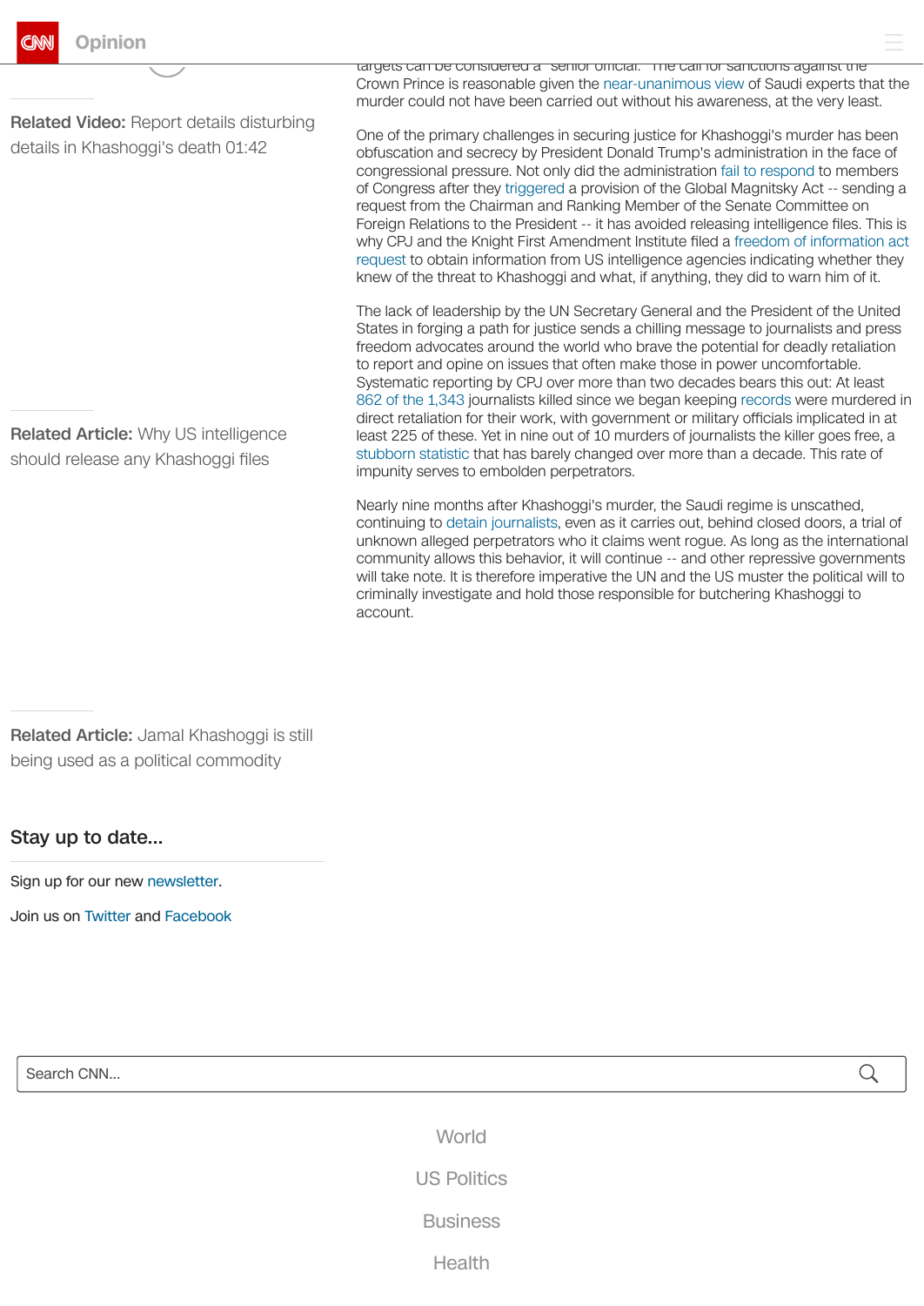targets can be considered a "senior official." The call for sanctions against the Crown Prince is reasonable given the near-unanimous view of Saudi experts that the murder could not have been carried out without his awareness, at the very least.

One of the primary challenges in securing justice for Khashoggi's murder has been obfuscation and secrecy by President Donald Trump's administration in the face of congressional pressure. Not only did the administration fail to respond to members of Congress after they triggered a provision of the Global Magnitsky Act -- sending a request from the Chairman and Ranking Member of the Senate Committee on Foreign Relations to the President -- it has avoided releasing intelligence files. This is why CPJ and the Knight First Amendment Institute filed a freedom of information act request to obtain information from US intelligence agencies indicating whether they knew of the threat to Khashoggi and what, if anything, they did to warn him of it.

The lack of leadership by the UN Secretary General and the President of the United States in forging a path for justice sends a chilling message to journalists and press freedom advocates around the world who brave the potential for deadly retaliation to report and opine on issues that often make those in power uncomfortable. Systematic reporting by CPJ over more than two decades bears this out: At least 862 of the 1,343 journalists killed since we began keeping records were murdered in direct retaliation for their work, with government or military officials implicated in at least 225 of these. Yet in nine out of 10 murders of journalists the killer goes free, a stubborn statistic that has barely changed over more than a decade. This rate of impunity serves to embolden perpetrators.

Nearly nine months after Khashoggi's murder, the Saudi regime is unscathed, continuing to detain journalists, even as it carries out, behind closed doors, a trial of unknown alleged perpetrators who it claims went rogue. As long as the international community allows this behavior, it will continue -- and other repressive governments will take note. It is therefore imperative the UN and the US muster the political will to criminally investigate and hold those responsible for butchering Khashoggi to account.

**Related Video:** Report details disturbing details in Khashoggi's death 01:42

**Related Article:** Why US intelligence should release any Khashoggi files

**Related Article:** Jamal Khashoggi is still being used as a political commodity

### Stay up to date...

Sign up for our new newsletter.

Join us on Twitter and Facebook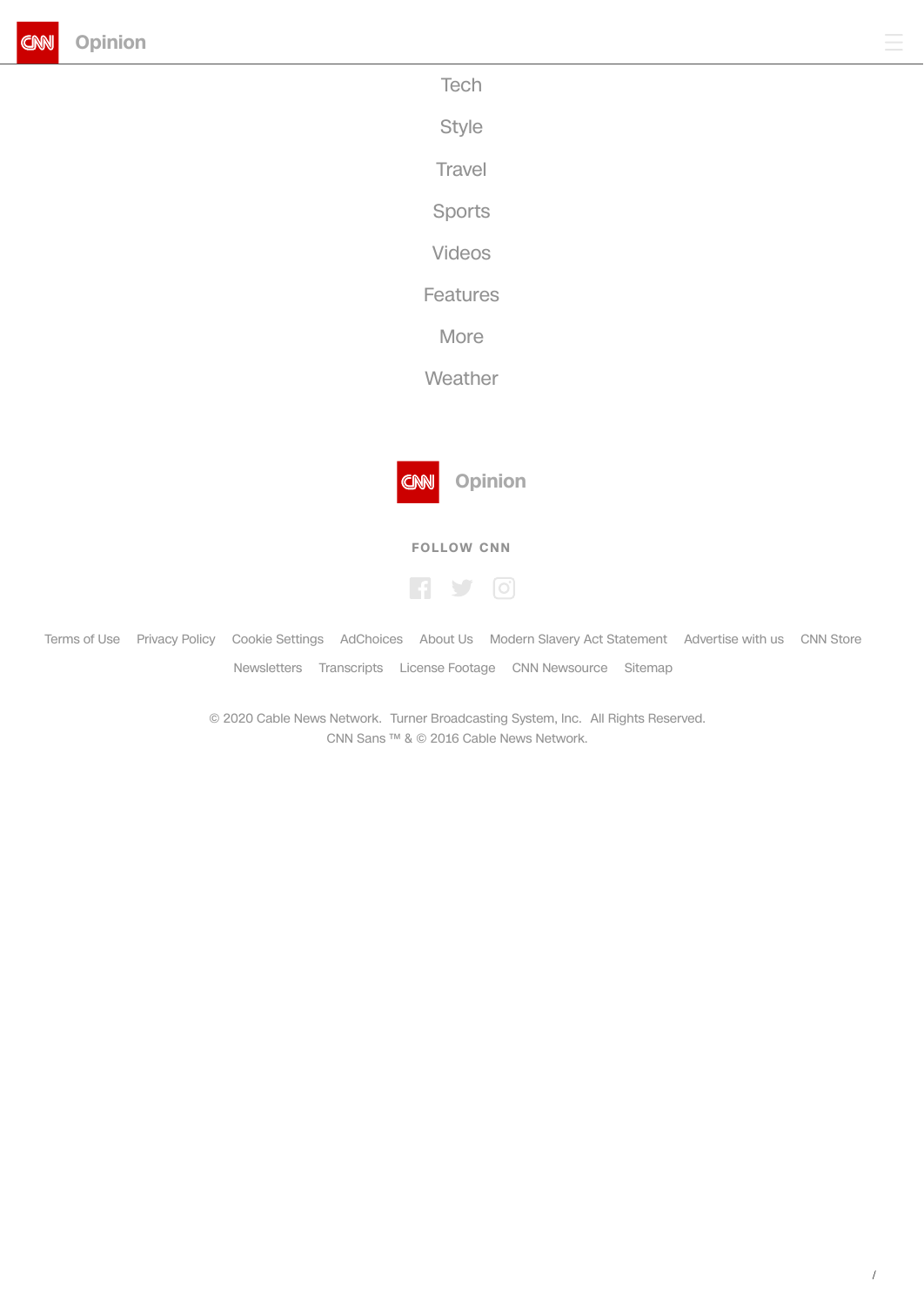Tech

Style

Travel

Sports

Videos

Features

More

Weather

Opinion

FOLLOW CNN

Terms of Use Privacy Policy Cookie Settings AdChoices About Us Modern Slavery Act Statement Advertise with us CNN Store Newsletters Transcripts License Footage CNN Newsource Sitemap

© 2020 Cable News Network. Turner Broadcasting System, Inc. All Rights Reserved.
CNN Sans ™ & © 2016 Cable News Network.